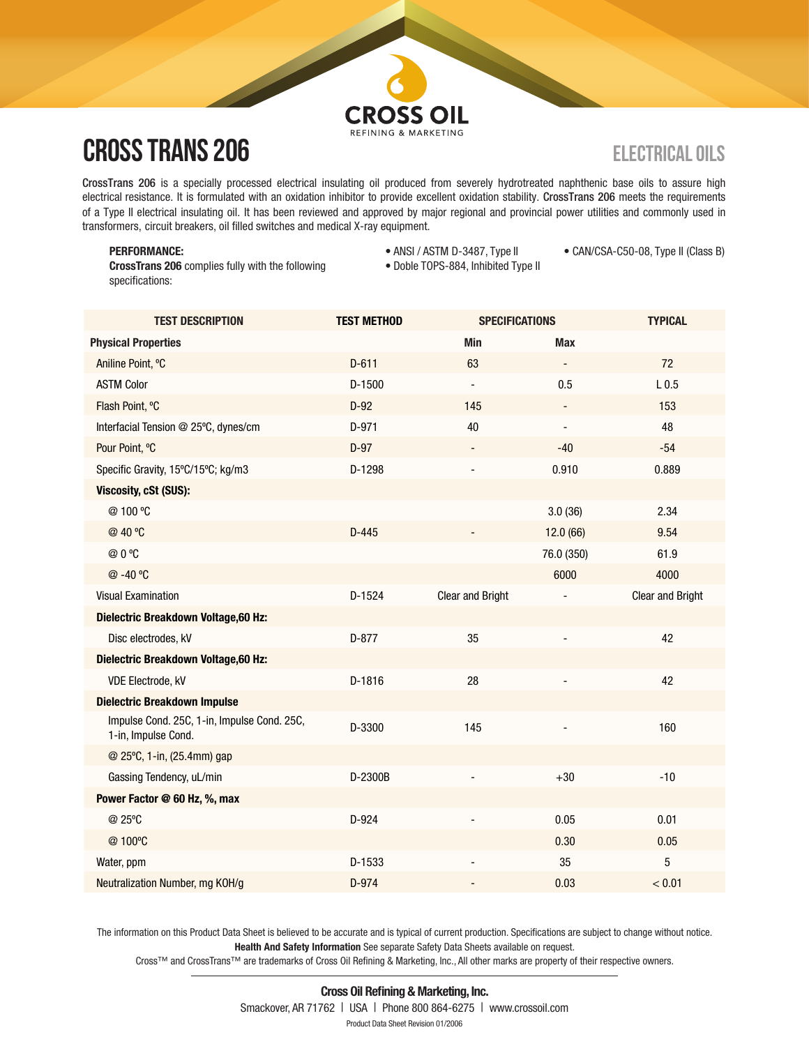CROSS OIL

REFINING & MARKETING

# CROSS TRANS 206

## ELECTRICAL OILS

**CrossTrans 206** is a specially processed electrical insulating oil produced from severely hydrotreated naphthenic base oils to assure high electrical resistance. It is formulated with an oxidation inhibitor to provide excellent oxidation stability. **CrossTrans 206** meets the requirements of a Type II electrical insulating oil. It has been reviewed and approved by major regional and provincial power utilities and commonly used in transformers, circuit breakers, oil filled switches and medical X-ray equipment.

**PERFORMANCE:**
**CrossTrans 206** complies fully with the following specifications:

- ANSI / ASTM D-3487, Type II
- Doble TOPS-884, Inhibited Type II
- CAN/CSA-C50-08, Type II (Class B)

| TEST DESCRIPTION | TEST METHOD | SPECIFICATIONS | | TYPICAL |
|---|---|---|---|---|
| **Physical Properties** | | **Min** | **Max** | |
| Aniline Point, ºC | D-611 | 63 | - | 72 |
| ASTM Color | D-1500 | - | 0.5 | L 0.5 |
| Flash Point, ºC | D-92 | 145 | - | 153 |
| Interfacial Tension @ 25ºC, dynes/cm | D-971 | 40 | - | 48 |
| Pour Point, ºC | D-97 | - | -40 | -54 |
| Specific Gravity, 15ºC/15ºC; kg/m3 | D-1298 | - | 0.910 | 0.889 |
| **Viscosity, cSt (SUS):** | | | | |
| @ 100 ºC | | | 3.0 (36) | 2.34 |
| @ 40 ºC | D-445 | - | 12.0 (66) | 9.54 |
| @ 0 ºC | | | 76.0 (350) | 61.9 |
| @ -40 ºC | | | 6000 | 4000 |
| Visual Examination | D-1524 | Clear and Bright | - | Clear and Bright |
| **Dielectric Breakdown Voltage,60 Hz:** | | | | |
| Disc electrodes, kV | D-877 | 35 | - | 42 |
| **Dielectric Breakdown Voltage,60 Hz:** | | | | |
| VDE Electrode, kV | D-1816 | 28 | - | 42 |
| **Dielectric Breakdown Impulse** | | | | |
| Impulse Cond. 25C, 1-in, Impulse Cond. 25C, 1-in, Impulse Cond. | D-3300 | 145 | - | 160 |
| @ 25ºC, 1-in, (25.4mm) gap | | | | |
| Gassing Tendency, uL/min | D-2300B | - | +30 | -10 |
| **Power Factor @ 60 Hz, %, max** | | | | |
| @ 25ºC | D-924 | - | 0.05 | 0.01 |
| @ 100ºC | | | 0.30 | 0.05 |
| Water, ppm | D-1533 | - | 35 | 5 |
| Neutralization Number, mg KOH/g | D-974 | - | 0.03 | < 0.01 |

The information on this Product Data Sheet is believed to be accurate and is typical of current production. Specifications are subject to change without notice.

**Health And Safety Information** See separate Safety Data Sheets available on request.

Cross™ and CrossTrans™ are trademarks of Cross Oil Refining & Marketing, Inc., All other marks are property of their respective owners.

**Cross Oil Refining & Marketing, Inc.**

Smackover, AR 71762 | USA | Phone 800 864-6275 | www.crossoil.com

Product Data Sheet Revision 01/2006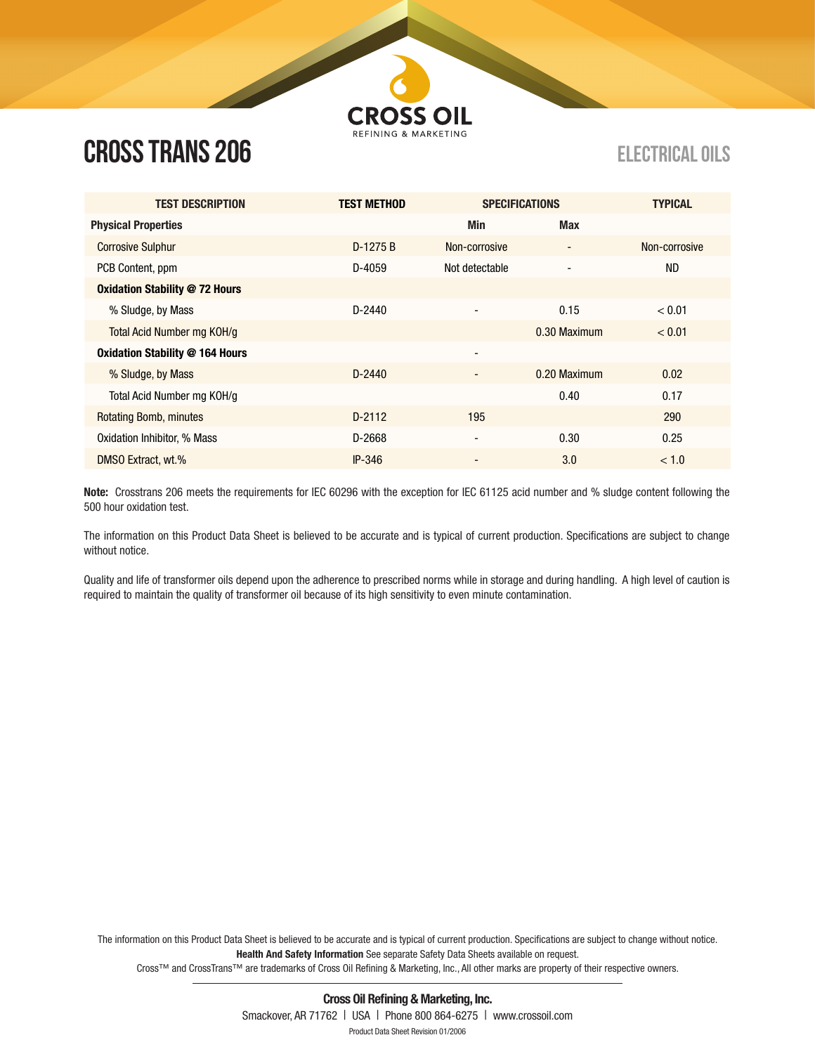# CROSS TRANS 206

## ELECTRICAL OILS

| TEST DESCRIPTION | TEST METHOD | SPECIFICATIONS | | TYPICAL |
|---|---|---|---|---|
| **Physical Properties** | | **Min** | **Max** | |
| Corrosive Sulphur | D-1275 B | Non-corrosive | - | Non-corrosive |
| PCB Content, ppm | D-4059 | Not detectable | - | ND |
| **Oxidation Stability @ 72 Hours** | | | | |
| % Sludge, by Mass | D-2440 | - | 0.15 | < 0.01 |
| Total Acid Number mg KOH/g | | | 0.30 Maximum | < 0.01 |
| **Oxidation Stability @ 164 Hours** | | - | | |
| % Sludge, by Mass | D-2440 | - | 0.20 Maximum | 0.02 |
| Total Acid Number mg KOH/g | | | 0.40 | 0.17 |
| Rotating Bomb, minutes | D-2112 | 195 | | 290 |
| Oxidation Inhibitor, % Mass | D-2668 | - | 0.30 | 0.25 |
| DMSO Extract, wt.% | IP-346 | - | 3.0 | < 1.0 |

**Note:** Crosstrans 206 meets the requirements for IEC 60296 with the exception for IEC 61125 acid number and % sludge content following the 500 hour oxidation test.

The information on this Product Data Sheet is believed to be accurate and is typical of current production. Specifications are subject to change without notice.

Quality and life of transformer oils depend upon the adherence to prescribed norms while in storage and during handling. A high level of caution is required to maintain the quality of transformer oil because of its high sensitivity to even minute contamination.

The information on this Product Data Sheet is believed to be accurate and is typical of current production. Specifications are subject to change without notice.

**Health And Safety Information** See separate Safety Data Sheets available on request.

Cross™ and CrossTrans™ are trademarks of Cross Oil Refining & Marketing, Inc., All other marks are property of their respective owners.

**Cross Oil Refining & Marketing, Inc.**

Smackover, AR 71762 | USA | Phone 800 864-6275 | www.crossoil.com

Product Data Sheet Revision 01/2006